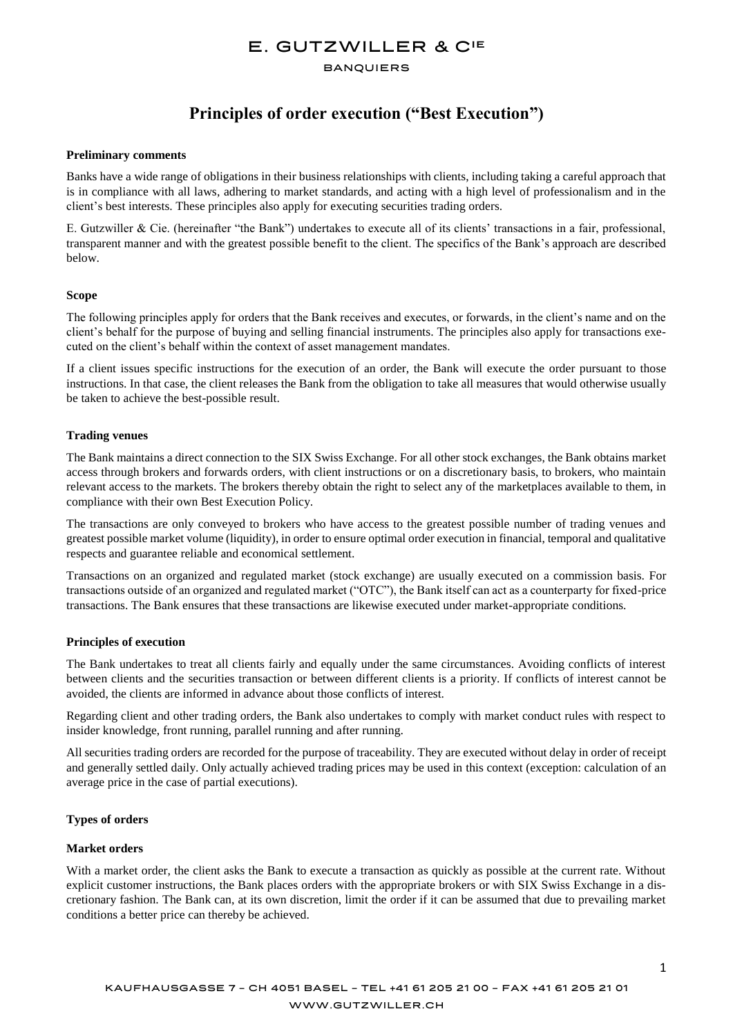# E. GUTZWILLER & CIE

BANQUIERS

## Principles of order execution ("Best Execution")

**Preliminary comments**

Banks have a wide range of obligations in their business relationships with clients, including taking a careful approach that is in compliance with all laws, adhering to market standards, and acting with a high level of professionalism and in the client's best interests. These principles also apply for executing securities trading orders.

E. Gutzwiller & Cie. (hereinafter "the Bank") undertakes to execute all of its clients' transactions in a fair, professional, transparent manner and with the greatest possible benefit to the client. The specifics of the Bank's approach are described below.

**Scope**

The following principles apply for orders that the Bank receives and executes, or forwards, in the client's name and on the client's behalf for the purpose of buying and selling financial instruments. The principles also apply for transactions executed on the client's behalf within the context of asset management mandates.

If a client issues specific instructions for the execution of an order, the Bank will execute the order pursuant to those instructions. In that case, the client releases the Bank from the obligation to take all measures that would otherwise usually be taken to achieve the best-possible result.

**Trading venues**

The Bank maintains a direct connection to the SIX Swiss Exchange. For all other stock exchanges, the Bank obtains market access through brokers and forwards orders, with client instructions or on a discretionary basis, to brokers, who maintain relevant access to the markets. The brokers thereby obtain the right to select any of the marketplaces available to them, in compliance with their own Best Execution Policy.

The transactions are only conveyed to brokers who have access to the greatest possible number of trading venues and greatest possible market volume (liquidity), in order to ensure optimal order execution in financial, temporal and qualitative respects and guarantee reliable and economical settlement.

Transactions on an organized and regulated market (stock exchange) are usually executed on a commission basis. For transactions outside of an organized and regulated market ("OTC"), the Bank itself can act as a counterparty for fixed-price transactions. The Bank ensures that these transactions are likewise executed under market-appropriate conditions.

**Principles of execution**

The Bank undertakes to treat all clients fairly and equally under the same circumstances. Avoiding conflicts of interest between clients and the securities transaction or between different clients is a priority. If conflicts of interest cannot be avoided, the clients are informed in advance about those conflicts of interest.

Regarding client and other trading orders, the Bank also undertakes to comply with market conduct rules with respect to insider knowledge, front running, parallel running and after running.

All securities trading orders are recorded for the purpose of traceability. They are executed without delay in order of receipt and generally settled daily. Only actually achieved trading prices may be used in this context (exception: calculation of an average price in the case of partial executions).

**Types of orders**

**Market orders**

With a market order, the client asks the Bank to execute a transaction as quickly as possible at the current rate. Without explicit customer instructions, the Bank places orders with the appropriate brokers or with SIX Swiss Exchange in a discretionary fashion. The Bank can, at its own discretion, limit the order if it can be assumed that due to prevailing market conditions a better price can thereby be achieved.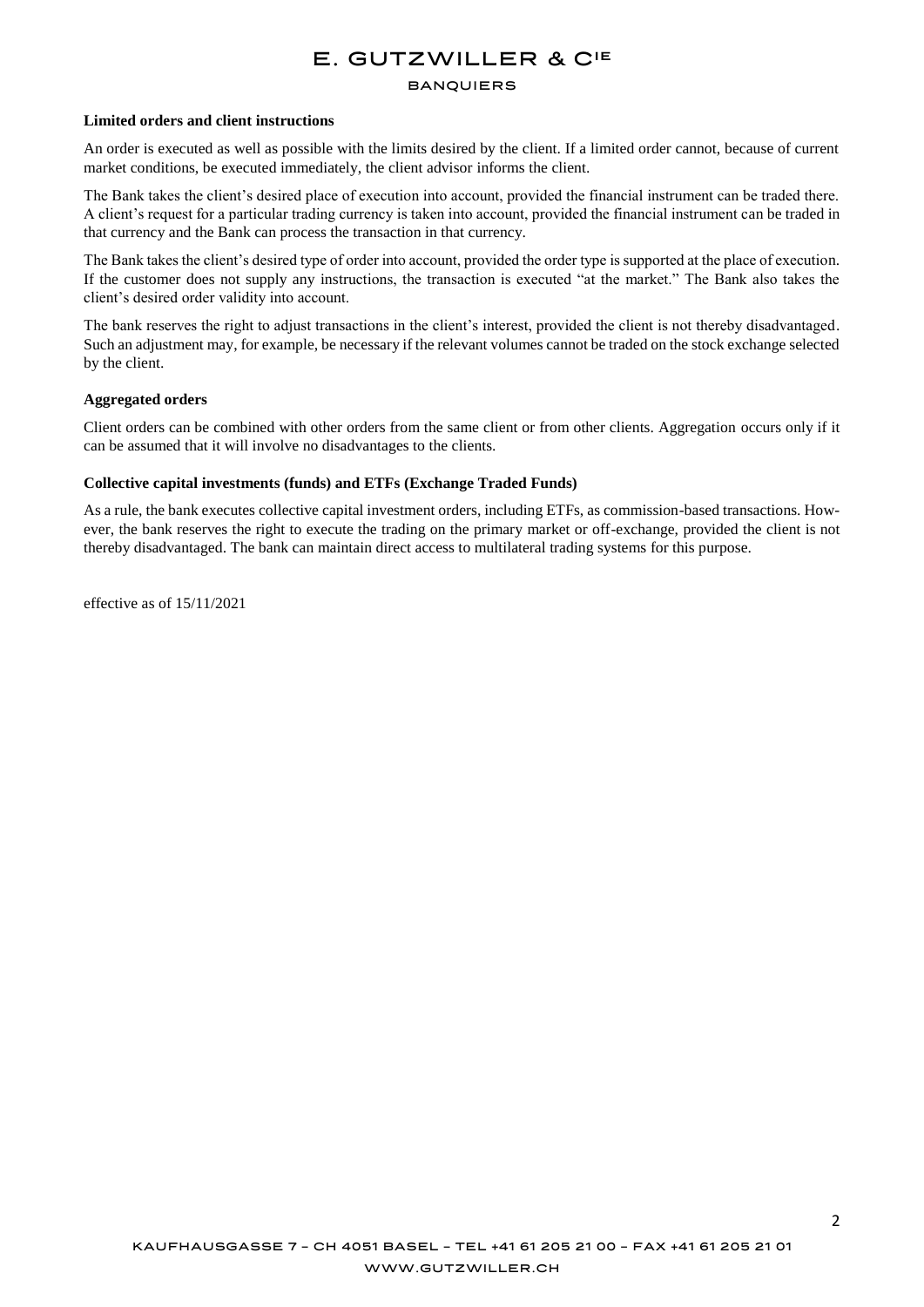**Limited orders and client instructions**

An order is executed as well as possible with the limits desired by the client. If a limited order cannot, because of current market conditions, be executed immediately, the client advisor informs the client.

The Bank takes the client's desired place of execution into account, provided the financial instrument can be traded there. A client's request for a particular trading currency is taken into account, provided the financial instrument can be traded in that currency and the Bank can process the transaction in that currency.

The Bank takes the client's desired type of order into account, provided the order type is supported at the place of execution. If the customer does not supply any instructions, the transaction is executed "at the market." The Bank also takes the client's desired order validity into account.

The bank reserves the right to adjust transactions in the client's interest, provided the client is not thereby disadvantaged. Such an adjustment may, for example, be necessary if the relevant volumes cannot be traded on the stock exchange selected by the client.

**Aggregated orders**

Client orders can be combined with other orders from the same client or from other clients. Aggregation occurs only if it can be assumed that it will involve no disadvantages to the clients.

**Collective capital investments (funds) and ETFs (Exchange Traded Funds)**

As a rule, the bank executes collective capital investment orders, including ETFs, as commission-based transactions. However, the bank reserves the right to execute the trading on the primary market or off-exchange, provided the client is not thereby disadvantaged. The bank can maintain direct access to multilateral trading systems for this purpose.

effective as of 15/11/2021